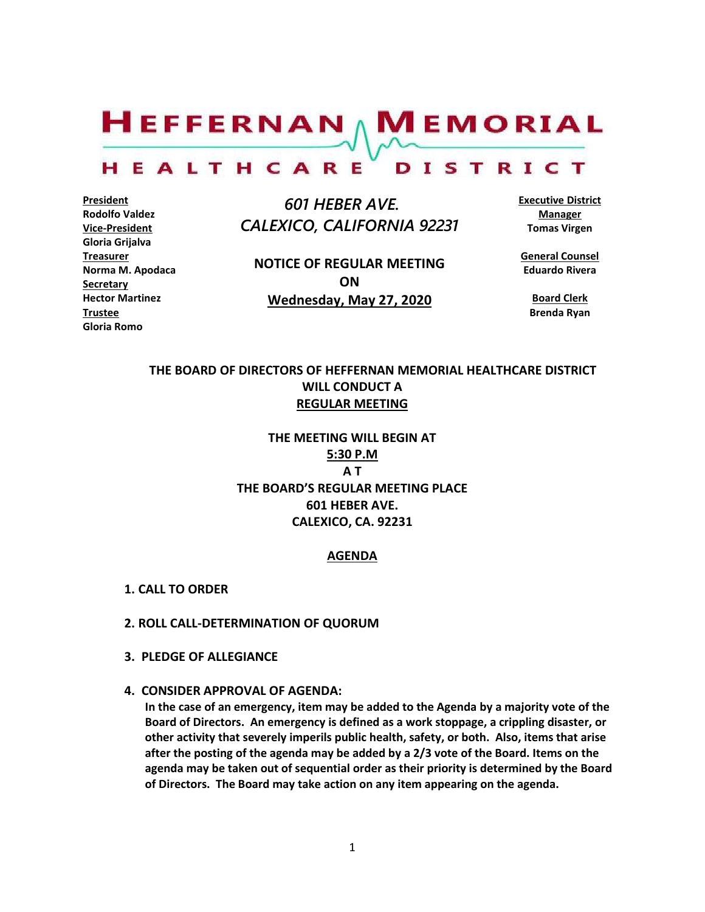# HEFFERNAN MEMORIAL HEALTHCARE DISTRICT

**<u>President</u>**
**Rodolfo Valdez**
**<u>Vice-President</u>**
**Gloria Grijalva**
**<u>Treasurer</u>**
**Norma M. Apodaca**
**<u>Secretary</u>**
**Hector Martinez**
**<u>Trustee</u>**
**Gloria Romo**

*601 HEBER AVE.*
*CALEXICO, CALIFORNIA 92231*

**NOTICE OF REGULAR MEETING**
**ON**
**<u>Wednesday, May 27, 2020</u>**

**<u>Executive District Manager</u>**
**Tomas Virgen**

**<u>General Counsel</u>**
**Eduardo Rivera**

**<u>Board Clerk</u>**
**Brenda Ryan**

**THE BOARD OF DIRECTORS OF HEFFERNAN MEMORIAL HEALTHCARE DISTRICT WILL CONDUCT A**
**<u>REGULAR MEETING</u>**

**THE MEETING WILL BEGIN AT**
**<u>5:30 P.M</u>**
**A T**
**THE BOARD'S REGULAR MEETING PLACE**
**601 HEBER AVE.**
**CALEXICO, CA. 92231**

## <u>AGENDA</u>

1. **CALL TO ORDER**

2. **ROLL CALL-DETERMINATION OF QUORUM**

3. **PLEDGE OF ALLEGIANCE**

4. **CONSIDER APPROVAL OF AGENDA:**
   **In the case of an emergency, item may be added to the Agenda by a majority vote of the Board of Directors. An emergency is defined as a work stoppage, a crippling disaster, or other activity that severely imperils public health, safety, or both. Also, items that arise after the posting of the agenda may be added by a 2/3 vote of the Board. Items on the agenda may be taken out of sequential order as their priority is determined by the Board of Directors. The Board may take action on any item appearing on the agenda.**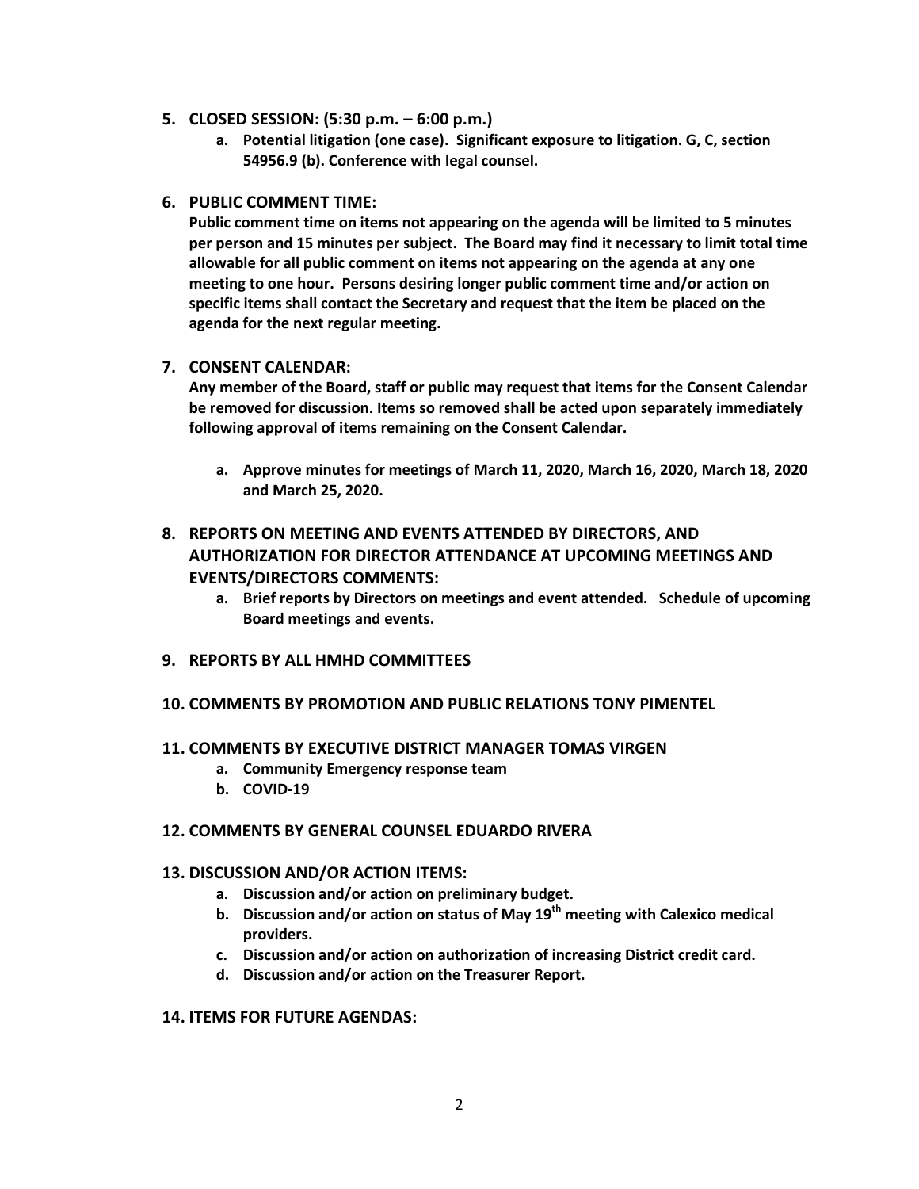5. **CLOSED SESSION: (5:30 p.m. – 6:00 p.m.)**
    a. **Potential litigation (one case). Significant exposure to litigation. G, C, section 54956.9 (b). Conference with legal counsel.**

6. **PUBLIC COMMENT TIME:**
   **Public comment time on items not appearing on the agenda will be limited to 5 minutes per person and 15 minutes per subject. The Board may find it necessary to limit total time allowable for all public comment on items not appearing on the agenda at any one meeting to one hour. Persons desiring longer public comment time and/or action on specific items shall contact the Secretary and request that the item be placed on the agenda for the next regular meeting.**

7. **CONSENT CALENDAR:**
   **Any member of the Board, staff or public may request that items for the Consent Calendar be removed for discussion. Items so removed shall be acted upon separately immediately following approval of items remaining on the Consent Calendar.**

    a. **Approve minutes for meetings of March 11, 2020, March 16, 2020, March 18, 2020 and March 25, 2020.**

8. **REPORTS ON MEETING AND EVENTS ATTENDED BY DIRECTORS, AND AUTHORIZATION FOR DIRECTOR ATTENDANCE AT UPCOMING MEETINGS AND EVENTS/DIRECTORS COMMENTS:**
    a. **Brief reports by Directors on meetings and event attended. Schedule of upcoming Board meetings and events.**

9. **REPORTS BY ALL HMHD COMMITTEES**

10. **COMMENTS BY PROMOTION AND PUBLIC RELATIONS TONY PIMENTEL**

11. **COMMENTS BY EXECUTIVE DISTRICT MANAGER TOMAS VIRGEN**
    a. **Community Emergency response team**
    b. **COVID-19**

12. **COMMENTS BY GENERAL COUNSEL EDUARDO RIVERA**

13. **DISCUSSION AND/OR ACTION ITEMS:**
    a. **Discussion and/or action on preliminary budget.**
    b. **Discussion and/or action on status of May 19th meeting with Calexico medical providers.**
    c. **Discussion and/or action on authorization of increasing District credit card.**
    d. **Discussion and/or action on the Treasurer Report.**

14. **ITEMS FOR FUTURE AGENDAS:**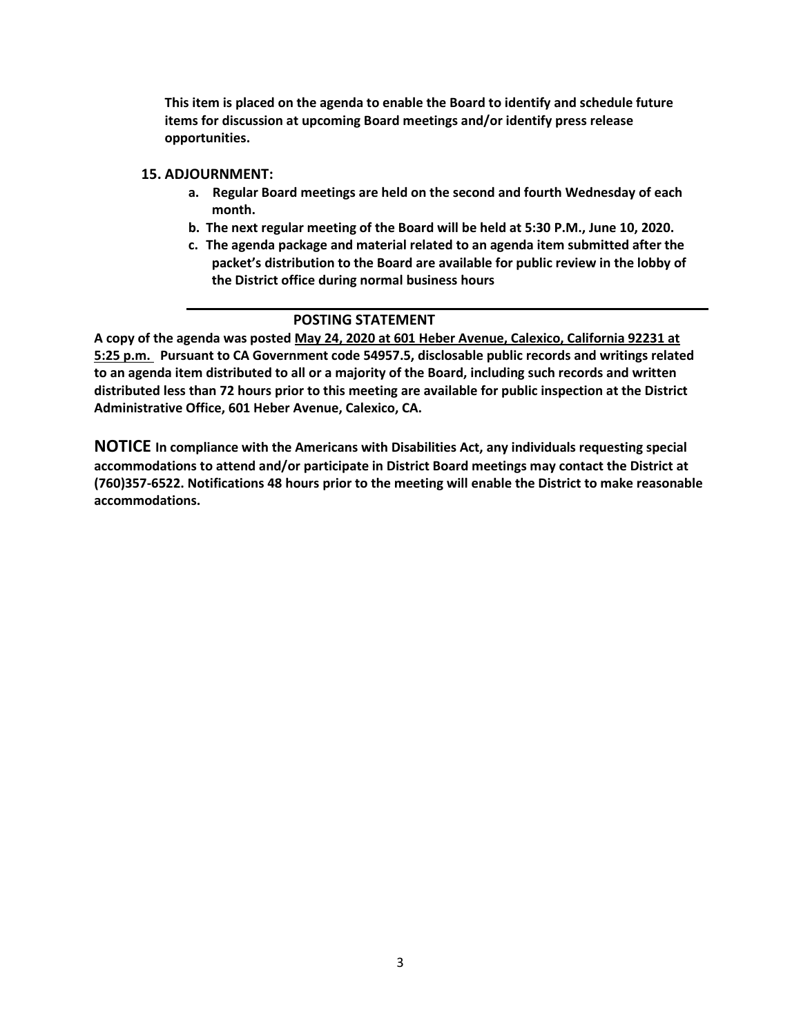**This item is placed on the agenda to enable the Board to identify and schedule future items for discussion at upcoming Board meetings and/or identify press release opportunities.**

**15. ADJOURNMENT:**

- **a. Regular Board meetings are held on the second and fourth Wednesday of each month.**
- **b. The next regular meeting of the Board will be held at 5:30 P.M., June 10, 2020.**
- **c. The agenda package and material related to an agenda item submitted after the packet's distribution to the Board are available for public review in the lobby of the District office during normal business hours**

---

**POSTING STATEMENT**

**A copy of the agenda was posted May 24, 2020 at 601 Heber Avenue, Calexico, California 92231 at 5:25 p.m. Pursuant to CA Government code 54957.5, disclosable public records and writings related to an agenda item distributed to all or a majority of the Board, including such records and written distributed less than 72 hours prior to this meeting are available for public inspection at the District Administrative Office, 601 Heber Avenue, Calexico, CA.**

**NOTICE In compliance with the Americans with Disabilities Act, any individuals requesting special accommodations to attend and/or participate in District Board meetings may contact the District at (760)357-6522. Notifications 48 hours prior to the meeting will enable the District to make reasonable accommodations.**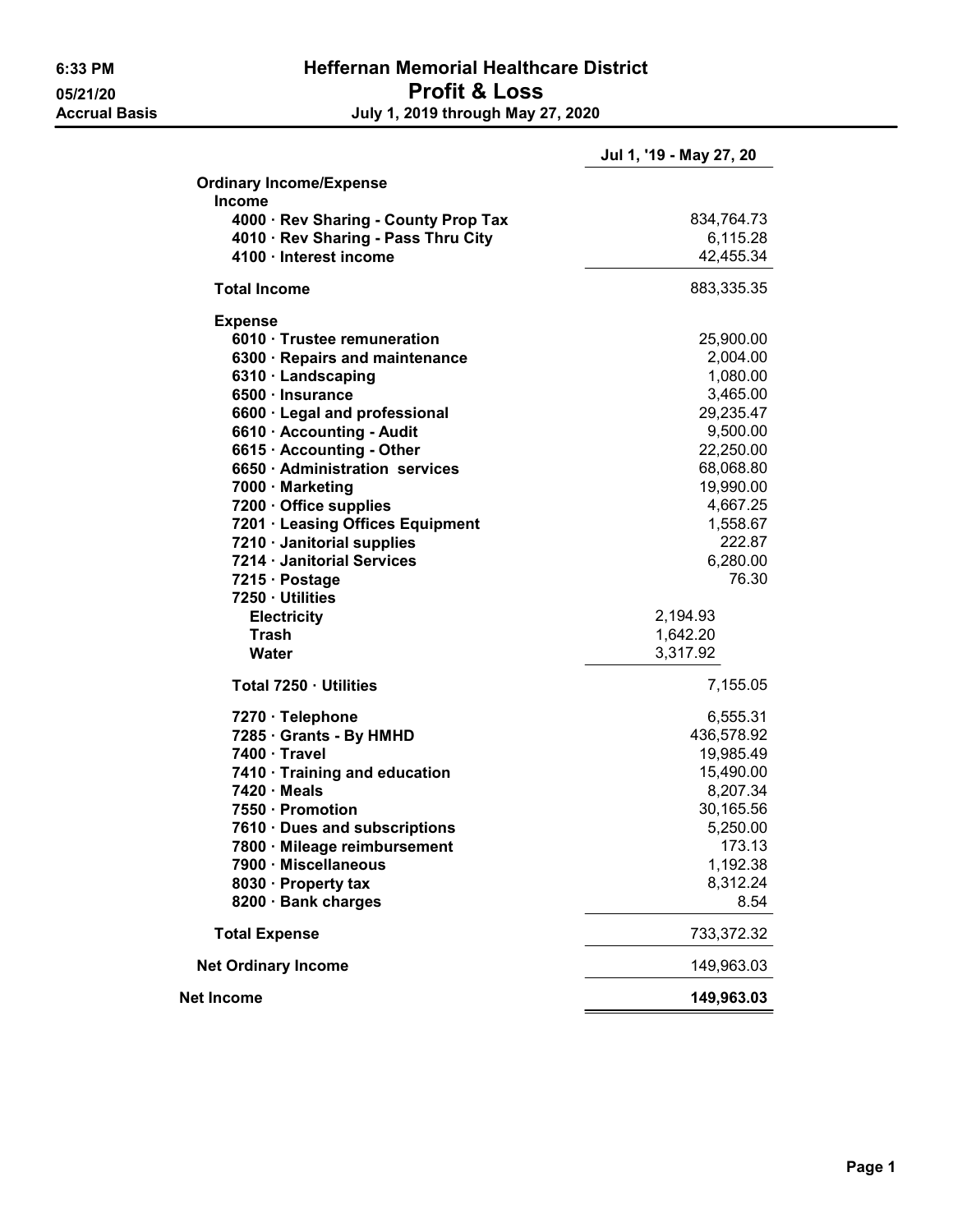6:33 PM
05/21/20
Accrual Basis

# Heffernan Memorial Healthcare District
## Profit & Loss
### July 1, 2019 through May 27, 2020

| | | Jul 1, '19 - May 27, 20 |
|---|---|---|
| **Ordinary Income/Expense** | | |
| **Income** | | |
| **4000 · Rev Sharing - County Prop Tax** | | 834,764.73 |
| **4010 · Rev Sharing - Pass Thru City** | | 6,115.28 |
| **4100 · Interest income** | | 42,455.34 |
| **Total Income** | | 883,335.35 |
| **Expense** | | |
| **6010 · Trustee remuneration** | | 25,900.00 |
| **6300 · Repairs and maintenance** | | 2,004.00 |
| **6310 · Landscaping** | | 1,080.00 |
| **6500 · Insurance** | | 3,465.00 |
| **6600 · Legal and professional** | | 29,235.47 |
| **6610 · Accounting - Audit** | | 9,500.00 |
| **6615 · Accounting - Other** | | 22,250.00 |
| **6650 · Administration services** | | 68,068.80 |
| **7000 · Marketing** | | 19,990.00 |
| **7200 · Office supplies** | | 4,667.25 |
| **7201 · Leasing Offices Equipment** | | 1,558.67 |
| **7210 · Janitorial supplies** | | 222.87 |
| **7214 · Janitorial Services** | | 6,280.00 |
| **7215 · Postage** | | 76.30 |
| **7250 · Utilities** | | |
| **Electricity** | 2,194.93 | |
| **Trash** | 1,642.20 | |
| **Water** | 3,317.92 | |
| **Total 7250 · Utilities** | | 7,155.05 |
| **7270 · Telephone** | | 6,555.31 |
| **7285 · Grants - By HMHD** | | 436,578.92 |
| **7400 · Travel** | | 19,985.49 |
| **7410 · Training and education** | | 15,490.00 |
| **7420 · Meals** | | 8,207.34 |
| **7550 · Promotion** | | 30,165.56 |
| **7610 · Dues and subscriptions** | | 5,250.00 |
| **7800 · Mileage reimbursement** | | 173.13 |
| **7900 · Miscellaneous** | | 1,192.38 |
| **8030 · Property tax** | | 8,312.24 |
| **8200 · Bank charges** | | 8.54 |
| **Total Expense** | | 733,372.32 |
| **Net Ordinary Income** | | 149,963.03 |
| **Net Income** | | **149,963.03** |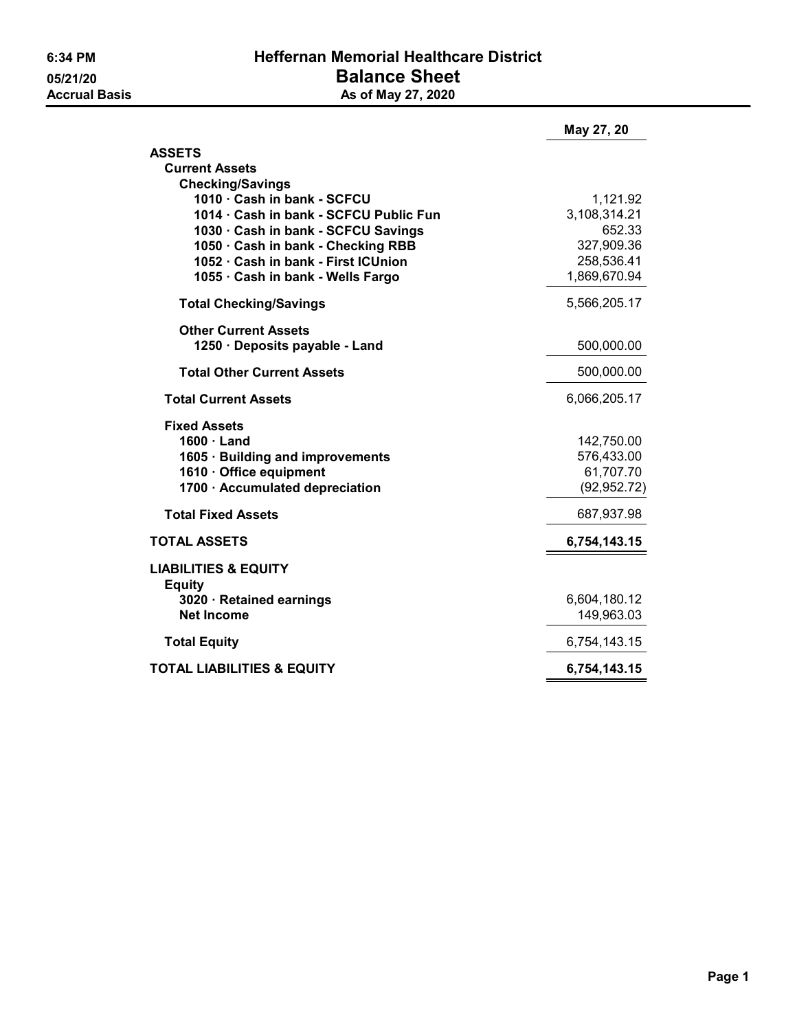# Heffernan Memorial Healthcare District

## Balance Sheet

**As of May 27, 2020**

6:34 PM
05/21/20
Accrual Basis

| | May 27, 20 |
|---|---|
| **ASSETS** | |
| **Current Assets** | |
| **Checking/Savings** | |
| 1010 · Cash in bank - SCFCU | 1,121.92 |
| 1014 · Cash in bank - SCFCU Public Fun | 3,108,314.21 |
| 1030 · Cash in bank - SCFCU Savings | 652.33 |
| 1050 · Cash in bank - Checking RBB | 327,909.36 |
| 1052 · Cash in bank - First ICUnion | 258,536.41 |
| 1055 · Cash in bank - Wells Fargo | 1,869,670.94 |
| **Total Checking/Savings** | 5,566,205.17 |
| **Other Current Assets** | |
| 1250 · Deposits payable - Land | 500,000.00 |
| **Total Other Current Assets** | 500,000.00 |
| **Total Current Assets** | 6,066,205.17 |
| **Fixed Assets** | |
| 1600 · Land | 142,750.00 |
| 1605 · Building and improvements | 576,433.00 |
| 1610 · Office equipment | 61,707.70 |
| 1700 · Accumulated depreciation | (92,952.72) |
| **Total Fixed Assets** | 687,937.98 |
| **TOTAL ASSETS** | **6,754,143.15** |
| **LIABILITIES & EQUITY** | |
| **Equity** | |
| 3020 · Retained earnings | 6,604,180.12 |
| Net Income | 149,963.03 |
| **Total Equity** | 6,754,143.15 |
| **TOTAL LIABILITIES & EQUITY** | **6,754,143.15** |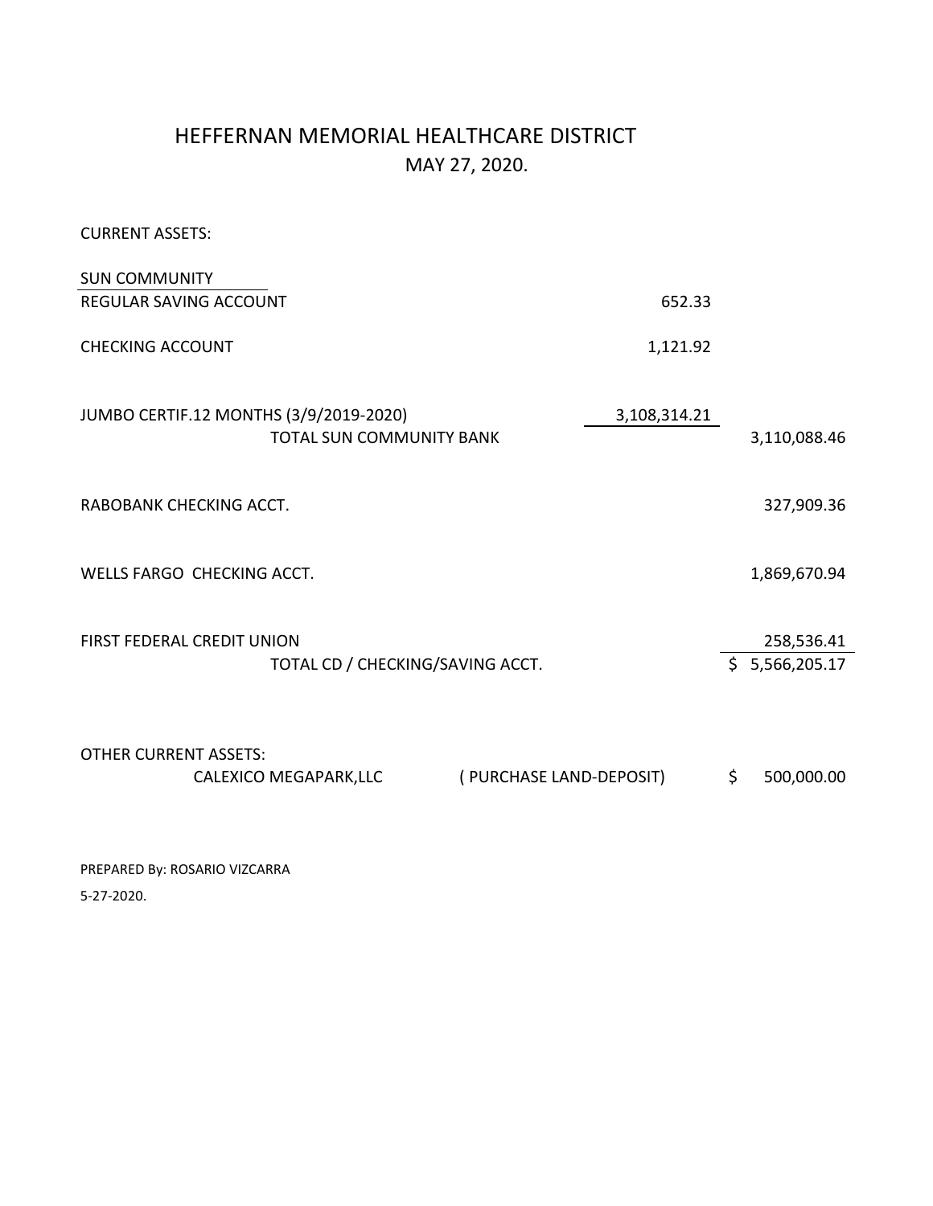# HEFFERNAN MEMORIAL HEALTHCARE DISTRICT

MAY 27, 2020.

CURRENT ASSETS:

| | | |
|---|---|---|
| SUN COMMUNITY | | |
| REGULAR SAVING ACCOUNT | 652.33 | |
| CHECKING ACCOUNT | 1,121.92 | |
| JUMBO CERTIF.12 MONTHS (3/9/2019-2020) | 3,108,314.21 | |
| TOTAL SUN COMMUNITY BANK | | 3,110,088.46 |
| RABOBANK CHECKING ACCT. | | 327,909.36 |
| WELLS FARGO CHECKING ACCT. | | 1,869,670.94 |
| FIRST FEDERAL CREDIT UNION | | 258,536.41 |
| TOTAL CD / CHECKING/SAVING ACCT. | | $ 5,566,205.17 |

OTHER CURRENT ASSETS:

| | | |
|---|---|---|
| CALEXICO MEGAPARK,LLC | ( PURCHASE LAND-DEPOSIT) | $ 500,000.00 |

PREPARED By: ROSARIO VIZCARRA

5-27-2020.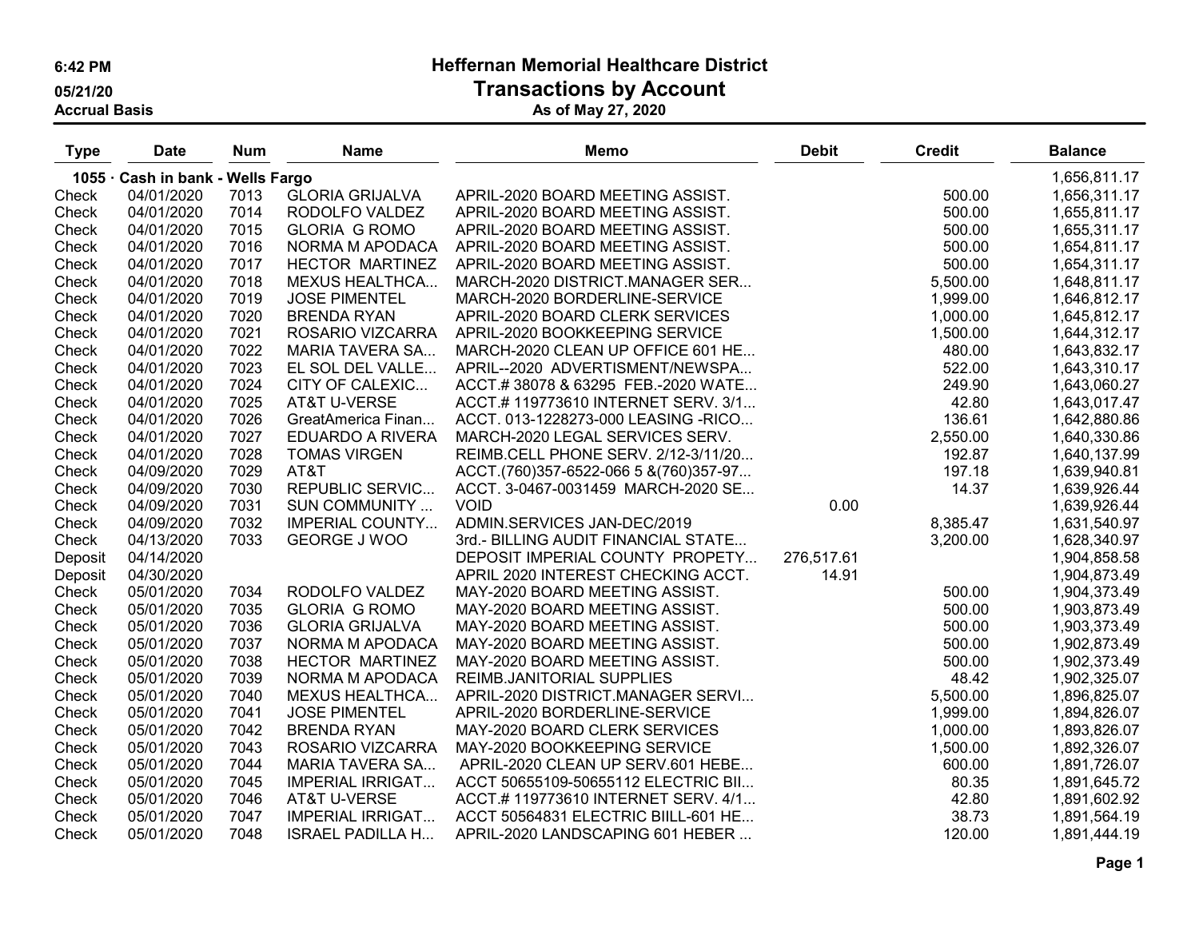# Heffernan Memorial Healthcare District

## Transactions by Account

As of May 27, 2020

6:42 PM
05/21/20
Accrual Basis

| Type | Date | Num | Name | Memo | Debit | Credit | Balance |
|---|---|---|---|---|---|---|---|
| **1055 · Cash in bank - Wells Fargo** | | | | | | | 1,656,811.17 |
| Check | 04/01/2020 | 7013 | GLORIA GRIJALVA | APRIL-2020 BOARD MEETING ASSIST. | | 500.00 | 1,656,311.17 |
| Check | 04/01/2020 | 7014 | RODOLFO VALDEZ | APRIL-2020 BOARD MEETING ASSIST. | | 500.00 | 1,655,811.17 |
| Check | 04/01/2020 | 7015 | GLORIA G ROMO | APRIL-2020 BOARD MEETING ASSIST. | | 500.00 | 1,655,311.17 |
| Check | 04/01/2020 | 7016 | NORMA M APODACA | APRIL-2020 BOARD MEETING ASSIST. | | 500.00 | 1,654,811.17 |
| Check | 04/01/2020 | 7017 | HECTOR MARTINEZ | APRIL-2020 BOARD MEETING ASSIST. | | 500.00 | 1,654,311.17 |
| Check | 04/01/2020 | 7018 | MEXUS HEALTHCA... | MARCH-2020 DISTRICT.MANAGER SER... | | 5,500.00 | 1,648,811.17 |
| Check | 04/01/2020 | 7019 | JOSE PIMENTEL | MARCH-2020 BORDERLINE-SERVICE | | 1,999.00 | 1,646,812.17 |
| Check | 04/01/2020 | 7020 | BRENDA RYAN | APRIL-2020 BOARD CLERK SERVICES | | 1,000.00 | 1,645,812.17 |
| Check | 04/01/2020 | 7021 | ROSARIO VIZCARRA | APRIL-2020 BOOKKEEPING SERVICE | | 1,500.00 | 1,644,312.17 |
| Check | 04/01/2020 | 7022 | MARIA TAVERA SA... | MARCH-2020 CLEAN UP OFFICE 601 HE... | | 480.00 | 1,643,832.17 |
| Check | 04/01/2020 | 7023 | EL SOL DEL VALLE... | APRIL--2020 ADVERTISMENT/NEWSPA... | | 522.00 | 1,643,310.17 |
| Check | 04/01/2020 | 7024 | CITY OF CALEXIC... | ACCT.# 38078 & 63295 FEB.-2020 WATE... | | 249.90 | 1,643,060.27 |
| Check | 04/01/2020 | 7025 | AT&T U-VERSE | ACCT.# 119773610 INTERNET SERV. 3/1... | | 42.80 | 1,643,017.47 |
| Check | 04/01/2020 | 7026 | GreatAmerica Finan... | ACCT. 013-1228273-000 LEASING -RICO... | | 136.61 | 1,642,880.86 |
| Check | 04/01/2020 | 7027 | EDUARDO A RIVERA | MARCH-2020 LEGAL SERVICES SERV. | | 2,550.00 | 1,640,330.86 |
| Check | 04/01/2020 | 7028 | TOMAS VIRGEN | REIMB.CELL PHONE SERV. 2/12-3/11/20... | | 192.87 | 1,640,137.99 |
| Check | 04/09/2020 | 7029 | AT&T | ACCT.(760)357-6522-066 5 &(760)357-97... | | 197.18 | 1,639,940.81 |
| Check | 04/09/2020 | 7030 | REPUBLIC SERVIC... | ACCT. 3-0467-0031459 MARCH-2020 SE... | | 14.37 | 1,639,926.44 |
| Check | 04/09/2020 | 7031 | SUN COMMUNITY ... | VOID | 0.00 | | 1,639,926.44 |
| Check | 04/09/2020 | 7032 | IMPERIAL COUNTY... | ADMIN.SERVICES JAN-DEC/2019 | | 8,385.47 | 1,631,540.97 |
| Check | 04/13/2020 | 7033 | GEORGE J WOO | 3rd.- BILLING AUDIT FINANCIAL STATE... | | 3,200.00 | 1,628,340.97 |
| Deposit | 04/14/2020 | | | DEPOSIT IMPERIAL COUNTY PROPETY... | 276,517.61 | | 1,904,858.58 |
| Deposit | 04/30/2020 | | | APRIL 2020 INTEREST CHECKING ACCT. | 14.91 | | 1,904,873.49 |
| Check | 05/01/2020 | 7034 | RODOLFO VALDEZ | MAY-2020 BOARD MEETING ASSIST. | | 500.00 | 1,904,373.49 |
| Check | 05/01/2020 | 7035 | GLORIA G ROMO | MAY-2020 BOARD MEETING ASSIST. | | 500.00 | 1,903,873.49 |
| Check | 05/01/2020 | 7036 | GLORIA GRIJALVA | MAY-2020 BOARD MEETING ASSIST. | | 500.00 | 1,903,373.49 |
| Check | 05/01/2020 | 7037 | NORMA M APODACA | MAY-2020 BOARD MEETING ASSIST. | | 500.00 | 1,902,873.49 |
| Check | 05/01/2020 | 7038 | HECTOR MARTINEZ | MAY-2020 BOARD MEETING ASSIST. | | 500.00 | 1,902,373.49 |
| Check | 05/01/2020 | 7039 | NORMA M APODACA | REIMB.JANITORIAL SUPPLIES | | 48.42 | 1,902,325.07 |
| Check | 05/01/2020 | 7040 | MEXUS HEALTHCA... | APRIL-2020 DISTRICT.MANAGER SERVI... | | 5,500.00 | 1,896,825.07 |
| Check | 05/01/2020 | 7041 | JOSE PIMENTEL | APRIL-2020 BORDERLINE-SERVICE | | 1,999.00 | 1,894,826.07 |
| Check | 05/01/2020 | 7042 | BRENDA RYAN | MAY-2020 BOARD CLERK SERVICES | | 1,000.00 | 1,893,826.07 |
| Check | 05/01/2020 | 7043 | ROSARIO VIZCARRA | MAY-2020 BOOKKEEPING SERVICE | | 1,500.00 | 1,892,326.07 |
| Check | 05/01/2020 | 7044 | MARIA TAVERA SA... | APRIL-2020 CLEAN UP SERV.601 HEBE... | | 600.00 | 1,891,726.07 |
| Check | 05/01/2020 | 7045 | IMPERIAL IRRIGAT... | ACCT 50655109-50655112 ELECTRIC BII... | | 80.35 | 1,891,645.72 |
| Check | 05/01/2020 | 7046 | AT&T U-VERSE | ACCT.# 119773610 INTERNET SERV. 4/1... | | 42.80 | 1,891,602.92 |
| Check | 05/01/2020 | 7047 | IMPERIAL IRRIGAT... | ACCT 50564831 ELECTRIC BIILL-601 HE... | | 38.73 | 1,891,564.19 |
| Check | 05/01/2020 | 7048 | ISRAEL PADILLA H... | APRIL-2020 LANDSCAPING 601 HEBER ... | | 120.00 | 1,891,444.19 |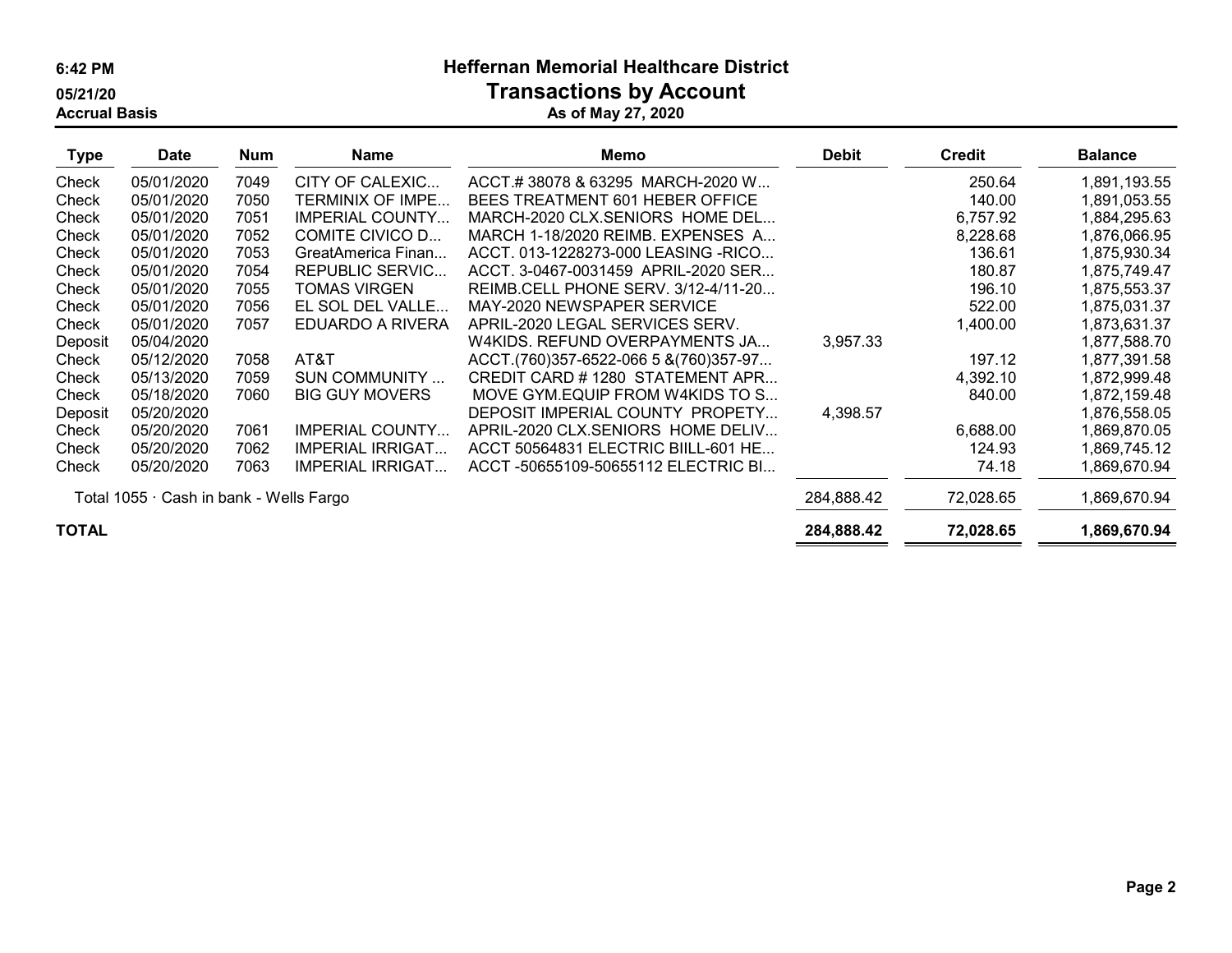**6:42 PM**
**05/21/20**
**Accrual Basis**

# Heffernan Memorial Healthcare District
## Transactions by Account
### As of May 27, 2020

| Type | Date | Num | Name | Memo | Debit | Credit | Balance |
|---|---|---|---|---|---|---|---|
| Check | 05/01/2020 | 7049 | CITY OF CALEXIC... | ACCT.# 38078 & 63295 MARCH-2020 W... | | 250.64 | 1,891,193.55 |
| Check | 05/01/2020 | 7050 | TERMINIX OF IMPE... | BEES TREATMENT 601 HEBER OFFICE | | 140.00 | 1,891,053.55 |
| Check | 05/01/2020 | 7051 | IMPERIAL COUNTY... | MARCH-2020 CLX.SENIORS HOME DEL... | | 6,757.92 | 1,884,295.63 |
| Check | 05/01/2020 | 7052 | COMITE CIVICO D... | MARCH 1-18/2020 REIMB. EXPENSES A... | | 8,228.68 | 1,876,066.95 |
| Check | 05/01/2020 | 7053 | GreatAmerica Finan... | ACCT. 013-1228273-000 LEASING -RICO... | | 136.61 | 1,875,930.34 |
| Check | 05/01/2020 | 7054 | REPUBLIC SERVIC... | ACCT. 3-0467-0031459 APRIL-2020 SER... | | 180.87 | 1,875,749.47 |
| Check | 05/01/2020 | 7055 | TOMAS VIRGEN | REIMB.CELL PHONE SERV. 3/12-4/11-20... | | 196.10 | 1,875,553.37 |
| Check | 05/01/2020 | 7056 | EL SOL DEL VALLE... | MAY-2020 NEWSPAPER SERVICE | | 522.00 | 1,875,031.37 |
| Check | 05/01/2020 | 7057 | EDUARDO A RIVERA | APRIL-2020 LEGAL SERVICES SERV. | | 1,400.00 | 1,873,631.37 |
| Deposit | 05/04/2020 | | | W4KIDS. REFUND OVERPAYMENTS JA... | 3,957.33 | | 1,877,588.70 |
| Check | 05/12/2020 | 7058 | AT&T | ACCT.(760)357-6522-066 5 &(760)357-97... | | 197.12 | 1,877,391.58 |
| Check | 05/13/2020 | 7059 | SUN COMMUNITY ... | CREDIT CARD # 1280 STATEMENT APR... | | 4,392.10 | 1,872,999.48 |
| Check | 05/18/2020 | 7060 | BIG GUY MOVERS | MOVE GYM.EQUIP FROM W4KIDS TO S... | | 840.00 | 1,872,159.48 |
| Deposit | 05/20/2020 | | | DEPOSIT IMPERIAL COUNTY PROPETY... | 4,398.57 | | 1,876,558.05 |
| Check | 05/20/2020 | 7061 | IMPERIAL COUNTY... | APRIL-2020 CLX.SENIORS HOME DELIV... | | 6,688.00 | 1,869,870.05 |
| Check | 05/20/2020 | 7062 | IMPERIAL IRRIGAT... | ACCT 50564831 ELECTRIC BIILL-601 HE... | | 124.93 | 1,869,745.12 |
| Check | 05/20/2020 | 7063 | IMPERIAL IRRIGAT... | ACCT -50655109-50655112 ELECTRIC BI... | | 74.18 | 1,869,670.94 |
| Total 1055 · Cash in bank - Wells Fargo | | | | | 284,888.42 | 72,028.65 | 1,869,670.94 |
| **TOTAL** | | | | | **284,888.42** | **72,028.65** | **1,869,670.94** |